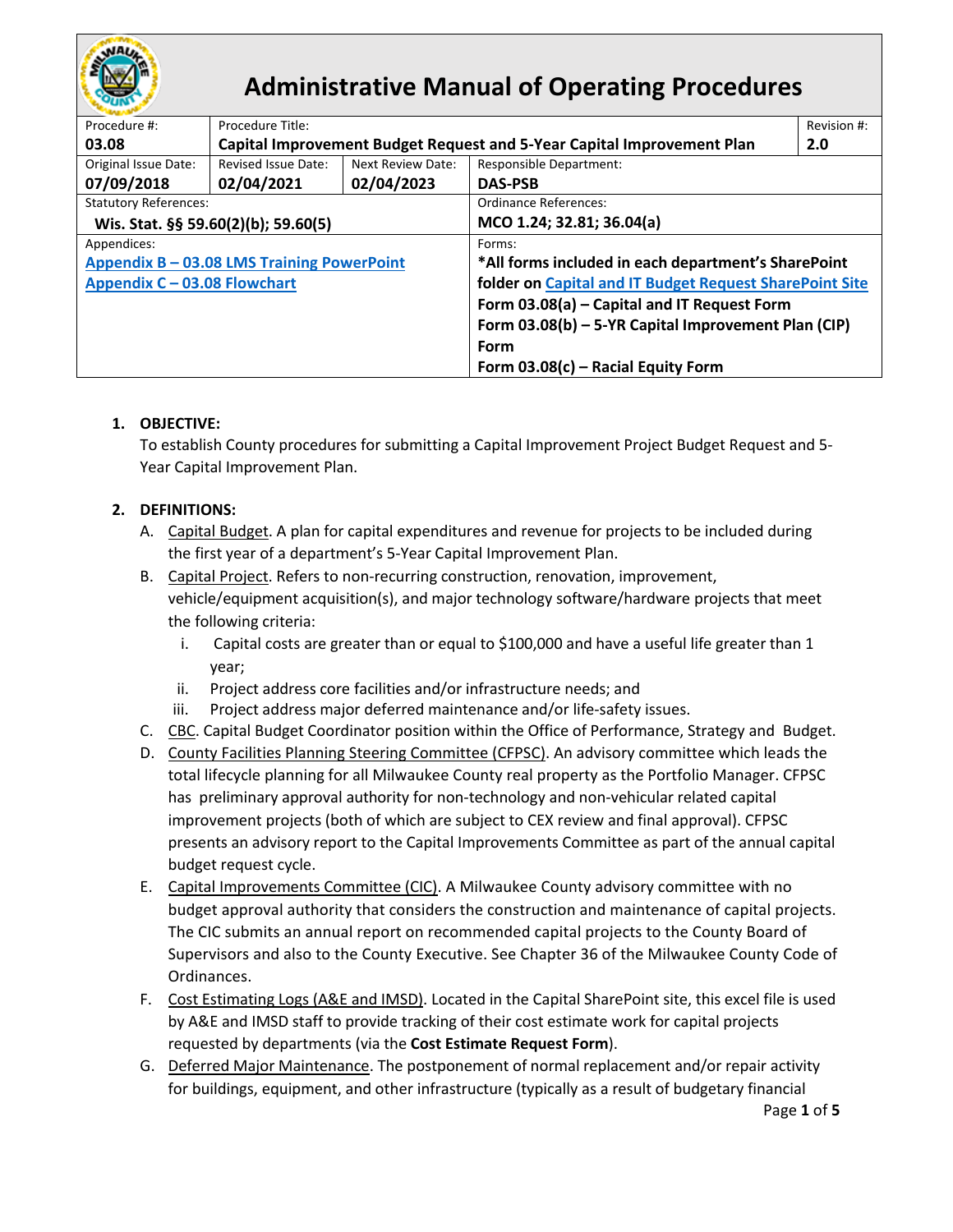# Administrative Manual of Operating Procedures

| Procedure #: | Procedure Title: | | | Revision #: |
|---|---|---|---|---|
| **03.08** | **Capital Improvement Budget Request and 5-Year Capital Improvement Plan** | | | **2.0** |
| Original Issue Date: **07/09/2018** | Revised Issue Date: **02/04/2021** | Next Review Date: **02/04/2023** | Responsible Department: **DAS-PSB** | |
| Statutory References: **Wis. Stat. §§ 59.60(2)(b); 59.60(5)** | | | Ordinance References: **MCO 1.24; 32.81; 36.04(a)** | |
| Appendices: Appendix B – 03.08 LMS Training PowerPoint; Appendix C – 03.08 Flowchart | | | Forms: **\*All forms included in each department's SharePoint folder on Capital and IT Budget Request SharePoint Site**; **Form 03.08(a) – Capital and IT Request Form**; **Form 03.08(b) – 5-YR Capital Improvement Plan (CIP) Form**; **Form 03.08(c) – Racial Equity Form** | |

1. **OBJECTIVE:**
   To establish County procedures for submitting a Capital Improvement Project Budget Request and 5-Year Capital Improvement Plan.

2. **DEFINITIONS:**
   A. Capital Budget. A plan for capital expenditures and revenue for projects to be included during the first year of a department's 5-Year Capital Improvement Plan.
   B. Capital Project. Refers to non-recurring construction, renovation, improvement, vehicle/equipment acquisition(s), and major technology software/hardware projects that meet the following criteria:
      i. Capital costs are greater than or equal to $100,000 and have a useful life greater than 1 year;
      ii. Project address core facilities and/or infrastructure needs; and
      iii. Project address major deferred maintenance and/or life-safety issues.
   C. CBC. Capital Budget Coordinator position within the Office of Performance, Strategy and Budget.
   D. County Facilities Planning Steering Committee (CFPSC). An advisory committee which leads the total lifecycle planning for all Milwaukee County real property as the Portfolio Manager. CFPSC has preliminary approval authority for non-technology and non-vehicular related capital improvement projects (both of which are subject to CEX review and final approval). CFPSC presents an advisory report to the Capital Improvements Committee as part of the annual capital budget request cycle.
   E. Capital Improvements Committee (CIC). A Milwaukee County advisory committee with no budget approval authority that considers the construction and maintenance of capital projects. The CIC submits an annual report on recommended capital projects to the County Board of Supervisors and also to the County Executive. See Chapter 36 of the Milwaukee County Code of Ordinances.
   F. Cost Estimating Logs (A&E and IMSD). Located in the Capital SharePoint site, this excel file is used by A&E and IMSD staff to provide tracking of their cost estimate work for capital projects requested by departments (via the **Cost Estimate Request Form**).
   G. Deferred Major Maintenance. The postponement of normal replacement and/or repair activity for buildings, equipment, and other infrastructure (typically as a result of budgetary financial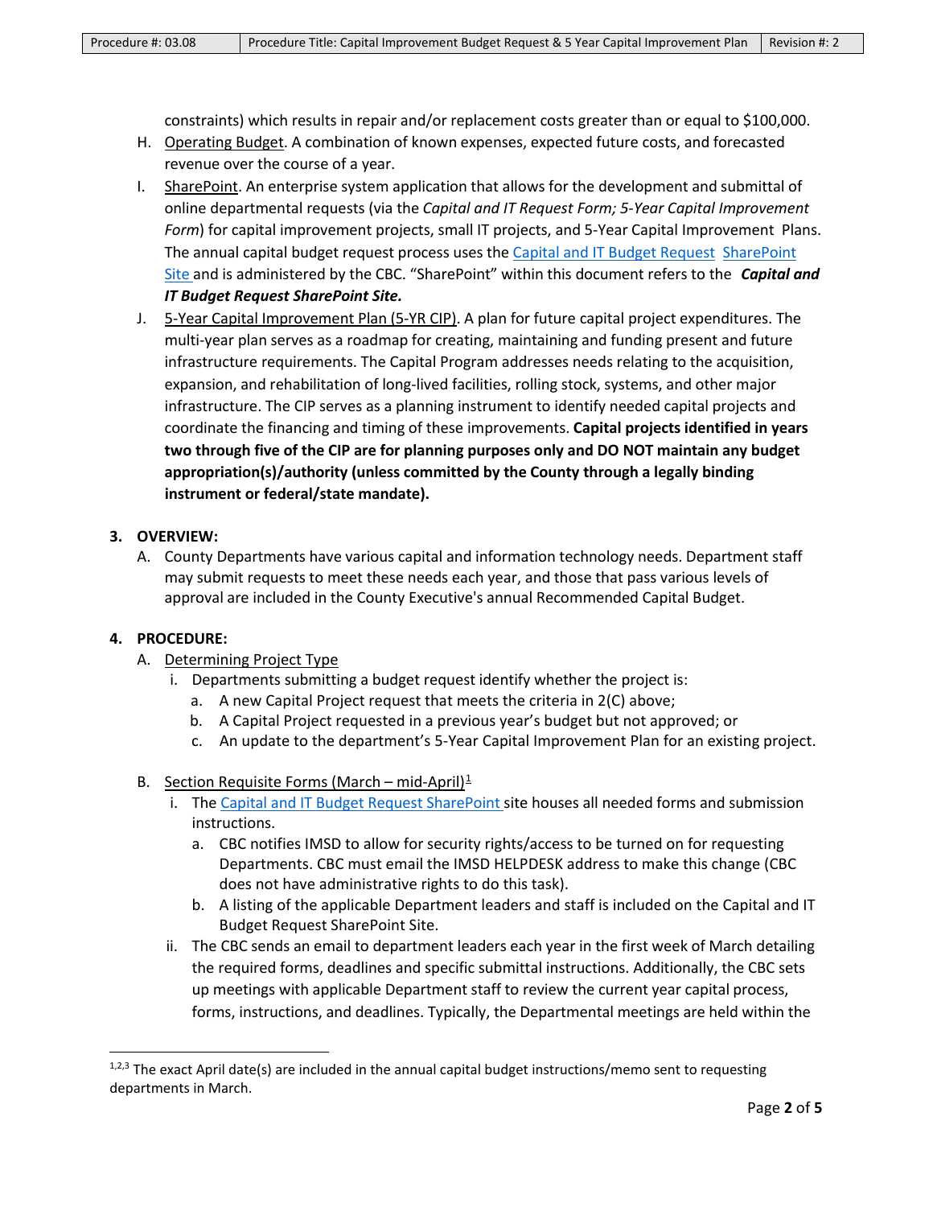constraints) which results in repair and/or replacement costs greater than or equal to $100,000.

H. Operating Budget. A combination of known expenses, expected future costs, and forecasted revenue over the course of a year.

I. SharePoint. An enterprise system application that allows for the development and submittal of online departmental requests (via the *Capital and IT Request Form; 5-Year Capital Improvement Form*) for capital improvement projects, small IT projects, and 5-Year Capital Improvement Plans. The annual capital budget request process uses the Capital and IT Budget Request SharePoint Site and is administered by the CBC. "SharePoint" within this document refers to the ***Capital and IT Budget Request SharePoint Site.***

J. 5-Year Capital Improvement Plan (5-YR CIP). A plan for future capital project expenditures. The multi-year plan serves as a roadmap for creating, maintaining and funding present and future infrastructure requirements. The Capital Program addresses needs relating to the acquisition, expansion, and rehabilitation of long-lived facilities, rolling stock, systems, and other major infrastructure. The CIP serves as a planning instrument to identify needed capital projects and coordinate the financing and timing of these improvements. **Capital projects identified in years two through five of the CIP are for planning purposes only and DO NOT maintain any budget appropriation(s)/authority (unless committed by the County through a legally binding instrument or federal/state mandate).**

## 3. OVERVIEW:

A. County Departments have various capital and information technology needs. Department staff may submit requests to meet these needs each year, and those that pass various levels of approval are included in the County Executive's annual Recommended Capital Budget.

## 4. PROCEDURE:

A. Determining Project Type

- i. Departments submitting a budget request identify whether the project is:
  - a. A new Capital Project request that meets the criteria in 2(C) above;
  - b. A Capital Project requested in a previous year's budget but not approved; or
  - c. An update to the department's 5-Year Capital Improvement Plan for an existing project.

B. Section Requisite Forms (March – mid-April)[1]

- i. The Capital and IT Budget Request SharePoint site houses all needed forms and submission instructions.
  - a. CBC notifies IMSD to allow for security rights/access to be turned on for requesting Departments. CBC must email the IMSD HELPDESK address to make this change (CBC does not have administrative rights to do this task).
  - b. A listing of the applicable Department leaders and staff is included on the Capital and IT Budget Request SharePoint Site.
- ii. The CBC sends an email to department leaders each year in the first week of March detailing the required forms, deadlines and specific submittal instructions. Additionally, the CBC sets up meetings with applicable Department staff to review the current year capital process, forms, instructions, and deadlines. Typically, the Departmental meetings are held within the

---

[1,2,3] The exact April date(s) are included in the annual capital budget instructions/memo sent to requesting departments in March.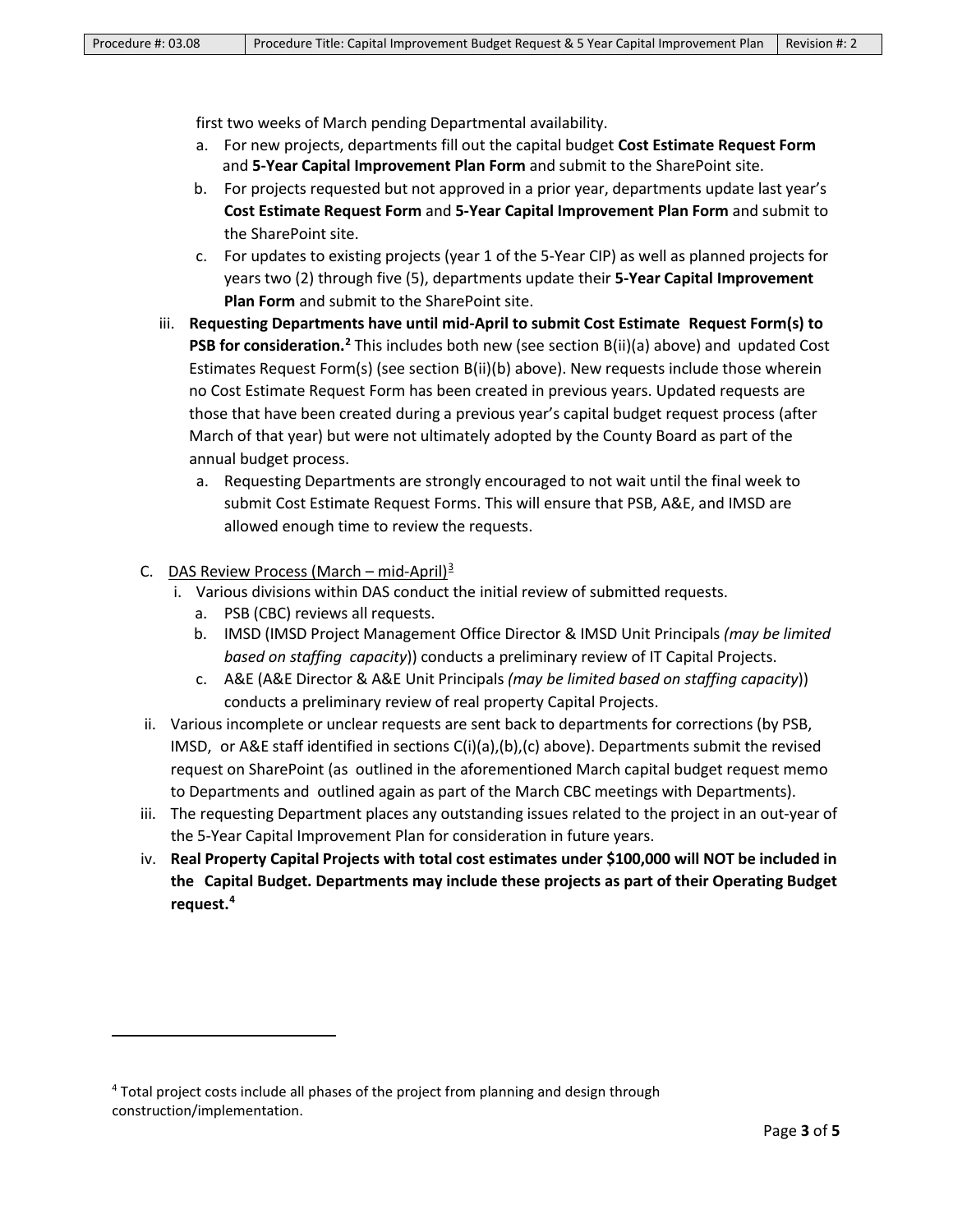first two weeks of March pending Departmental availability.

a. For new projects, departments fill out the capital budget **Cost Estimate Request Form** and **5-Year Capital Improvement Plan Form** and submit to the SharePoint site.

b. For projects requested but not approved in a prior year, departments update last year's **Cost Estimate Request Form** and **5-Year Capital Improvement Plan Form** and submit to the SharePoint site.

c. For updates to existing projects (year 1 of the 5-Year CIP) as well as planned projects for years two (2) through five (5), departments update their **5-Year Capital Improvement Plan Form** and submit to the SharePoint site.

iii. **Requesting Departments have until mid-April to submit Cost Estimate Request Form(s) to PSB for consideration.[2]** This includes both new (see section B(ii)(a) above) and updated Cost Estimates Request Form(s) (see section B(ii)(b) above). New requests include those wherein no Cost Estimate Request Form has been created in previous years. Updated requests are those that have been created during a previous year's capital budget request process (after March of that year) but were not ultimately adopted by the County Board as part of the annual budget process.

a. Requesting Departments are strongly encouraged to not wait until the final week to submit Cost Estimate Request Forms. This will ensure that PSB, A&E, and IMSD are allowed enough time to review the requests.

C. DAS Review Process (March – mid-April)[3]

i. Various divisions within DAS conduct the initial review of submitted requests.

a. PSB (CBC) reviews all requests.

b. IMSD (IMSD Project Management Office Director & IMSD Unit Principals *(may be limited based on staffing capacity)*) conducts a preliminary review of IT Capital Projects.

c. A&E (A&E Director & A&E Unit Principals *(may be limited based on staffing capacity)*) conducts a preliminary review of real property Capital Projects.

ii. Various incomplete or unclear requests are sent back to departments for corrections (by PSB, IMSD, or A&E staff identified in sections C(i)(a),(b),(c) above). Departments submit the revised request on SharePoint (as outlined in the aforementioned March capital budget request memo to Departments and outlined again as part of the March CBC meetings with Departments).

iii. The requesting Department places any outstanding issues related to the project in an out-year of the 5-Year Capital Improvement Plan for consideration in future years.

iv. **Real Property Capital Projects with total cost estimates under $100,000 will NOT be included in the Capital Budget. Departments may include these projects as part of their Operating Budget request.[4]**

---

[4] Total project costs include all phases of the project from planning and design through construction/implementation.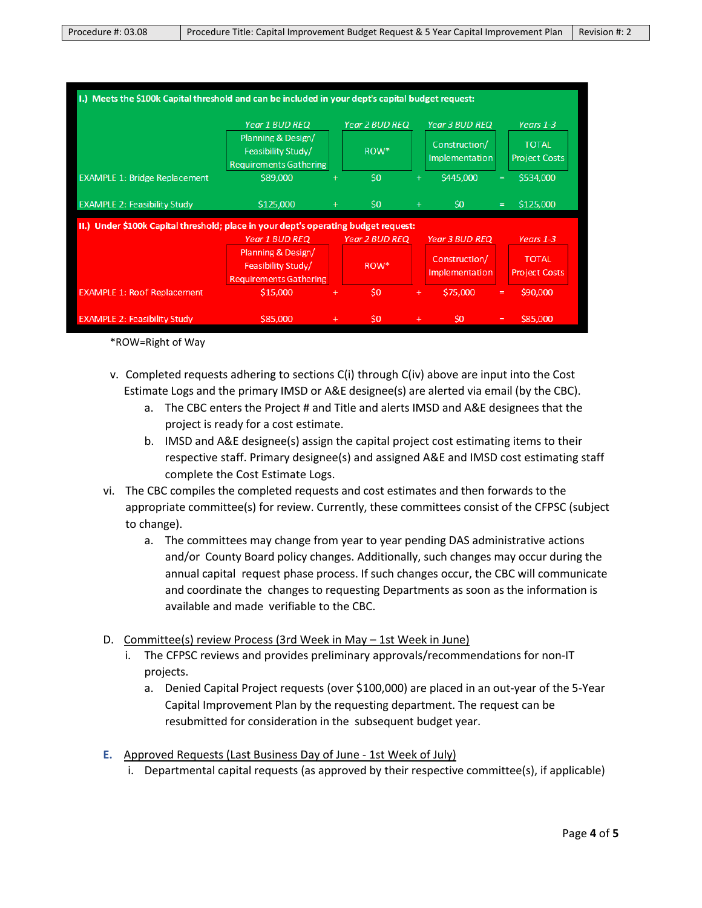| I.) Meets the $100k Capital threshold and can be included in your dept's capital budget request: | | | | | | | |
|---|---|---|---|---|---|---|---|
| | Year 1 BUD REQ | | Year 2 BUD REQ | | Year 3 BUD REQ | | Years 1-3 |
| | Planning & Design/ Feasibility Study/ Requirements Gathering | | ROW* | | Construction/ Implementation | | TOTAL Project Costs |
| EXAMPLE 1: Bridge Replacement | $89,000 | + | $0 | + | $445,000 | = | $534,000 |
| EXAMPLE 2: Feasibility Study | $125,000 | + | $0 | + | $0 | = | $125,000 |

| II.) Under $100k Capital threshold; place in your dept's operating budget request: | | | | | | | |
|---|---|---|---|---|---|---|---|
| | Year 1 BUD REQ | | Year 2 BUD REQ | | Year 3 BUD REQ | | Years 1-3 |
| | Planning & Design/ Feasibility Study/ Requirements Gathering | | ROW* | | Construction/ Implementation | | TOTAL Project Costs |
| EXAMPLE 1: Roof Replacement | $15,000 | + | $0 | + | $75,000 | = | $90,000 |
| EXAMPLE 2: Feasibility Study | $85,000 | + | $0 | + | $0 | = | $85,000 |

*ROW=Right of Way

v. Completed requests adhering to sections C(i) through C(iv) above are input into the Cost Estimate Logs and the primary IMSD or A&E designee(s) are alerted via email (by the CBC).
   a. The CBC enters the Project # and Title and alerts IMSD and A&E designees that the project is ready for a cost estimate.
   b. IMSD and A&E designee(s) assign the capital project cost estimating items to their respective staff. Primary designee(s) and assigned A&E and IMSD cost estimating staff complete the Cost Estimate Logs.

vi. The CBC compiles the completed requests and cost estimates and then forwards to the appropriate committee(s) for review. Currently, these committees consist of the CFPSC (subject to change).
   a. The committees may change from year to year pending DAS administrative actions and/or County Board policy changes. Additionally, such changes may occur during the annual capital request phase process. If such changes occur, the CBC will communicate and coordinate the changes to requesting Departments as soon as the information is available and made verifiable to the CBC.

D. Committee(s) review Process (3rd Week in May – 1st Week in June)
   i. The CFPSC reviews and provides preliminary approvals/recommendations for non-IT projects.
      a. Denied Capital Project requests (over $100,000) are placed in an out-year of the 5-Year Capital Improvement Plan by the requesting department. The request can be resubmitted for consideration in the subsequent budget year.

E. Approved Requests (Last Business Day of June - 1st Week of July)
   i. Departmental capital requests (as approved by their respective committee(s), if applicable)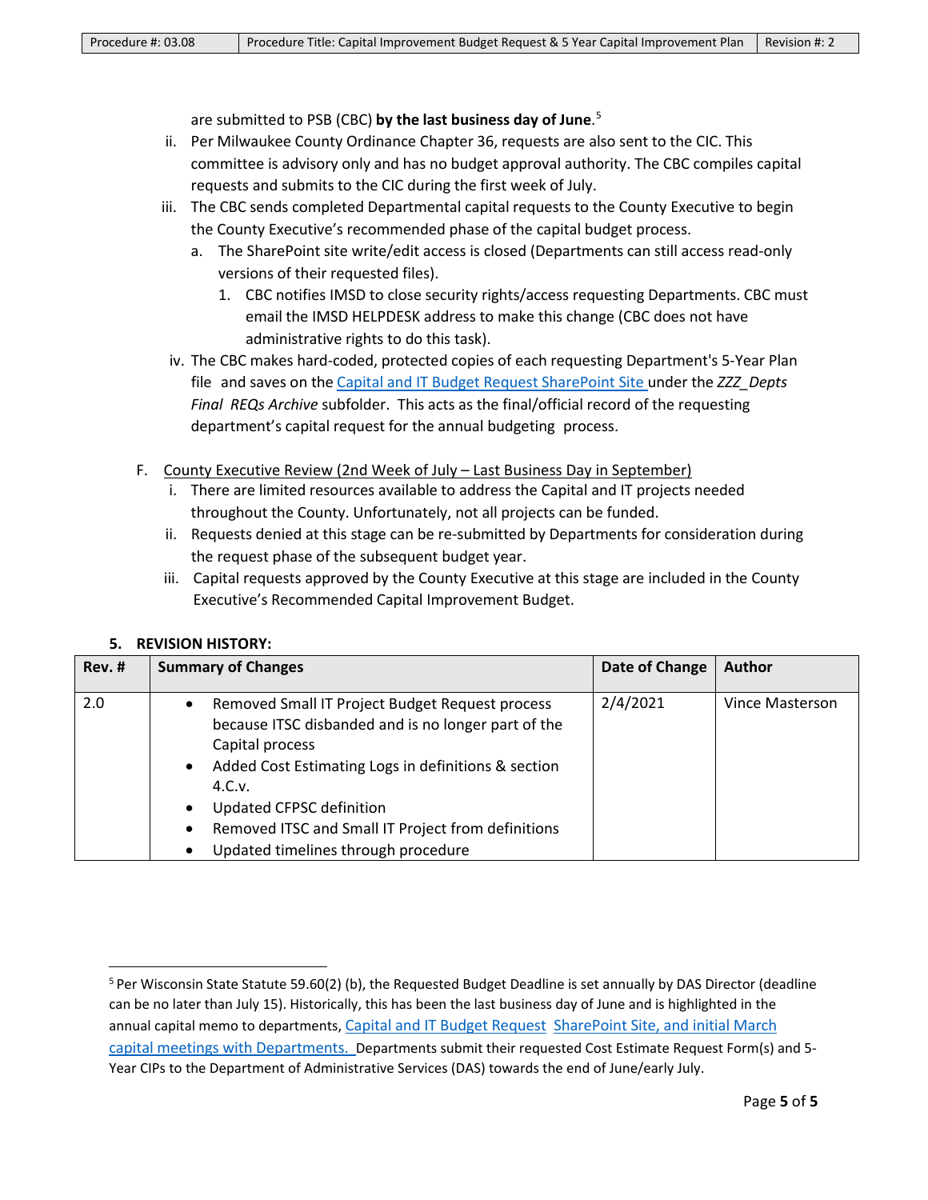are submitted to PSB (CBC) **by the last business day of June**.[5]

ii. Per Milwaukee County Ordinance Chapter 36, requests are also sent to the CIC. This committee is advisory only and has no budget approval authority. The CBC compiles capital requests and submits to the CIC during the first week of July.

iii. The CBC sends completed Departmental capital requests to the County Executive to begin the County Executive's recommended phase of the capital budget process.

   a. The SharePoint site write/edit access is closed (Departments can still access read-only versions of their requested files).

      1. CBC notifies IMSD to close security rights/access requesting Departments. CBC must email the IMSD HELPDESK address to make this change (CBC does not have administrative rights to do this task).

iv. The CBC makes hard-coded, protected copies of each requesting Department's 5-Year Plan file and saves on the Capital and IT Budget Request SharePoint Site under the *ZZZ_Depts Final REQs Archive* subfolder. This acts as the final/official record of the requesting department's capital request for the annual budgeting process.

F. <u>County Executive Review (2nd Week of July – Last Business Day in September)</u>

i. There are limited resources available to address the Capital and IT projects needed throughout the County. Unfortunately, not all projects can be funded.

ii. Requests denied at this stage can be re-submitted by Departments for consideration during the request phase of the subsequent budget year.

iii. Capital requests approved by the County Executive at this stage are included in the County Executive's Recommended Capital Improvement Budget.

## 5. REVISION HISTORY:

| Rev. # | Summary of Changes | Date of Change | Author |
|---|---|---|---|
| 2.0 | • Removed Small IT Project Budget Request process because ITSC disbanded and is no longer part of the Capital process<br>• Added Cost Estimating Logs in definitions & section 4.C.v.<br>• Updated CFPSC definition<br>• Removed ITSC and Small IT Project from definitions<br>• Updated timelines through procedure | 2/4/2021 | Vince Masterson |

[5] Per Wisconsin State Statute 59.60(2) (b), the Requested Budget Deadline is set annually by DAS Director (deadline can be no later than July 15). Historically, this has been the last business day of June and is highlighted in the annual capital memo to departments, Capital and IT Budget Request SharePoint Site, and initial March capital meetings with Departments. Departments submit their requested Cost Estimate Request Form(s) and 5-Year CIPs to the Department of Administrative Services (DAS) towards the end of June/early July.